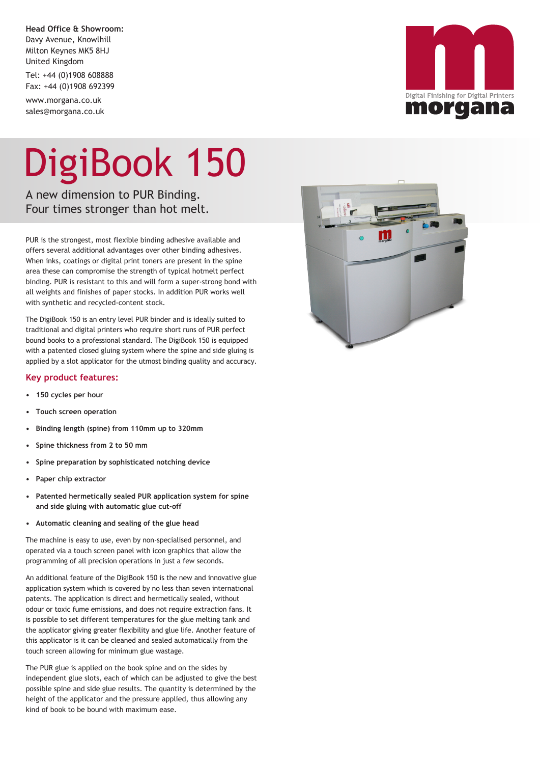**Head Office & Showroom:**
Davy Avenue, Knowlhill
Milton Keynes MK5 8HJ
United Kingdom

Tel: +44 (0)1908 608888
Fax: +44 (0)1908 692399

www.morgana.co.uk
sales@morgana.co.uk

Digital Finishing for Digital Printers
morgana

# DigiBook 150

A new dimension to PUR Binding.
Four times stronger than hot melt.

PUR is the strongest, most flexible binding adhesive available and offers several additional advantages over other binding adhesives. When inks, coatings or digital print toners are present in the spine area these can compromise the strength of typical hotmelt perfect binding. PUR is resistant to this and will form a super-strong bond with all weights and finishes of paper stocks. In addition PUR works well with synthetic and recycled-content stock.

The DigiBook 150 is an entry level PUR binder and is ideally suited to traditional and digital printers who require short runs of PUR perfect bound books to a professional standard. The DigiBook 150 is equipped with a patented closed gluing system where the spine and side gluing is applied by a slot applicator for the utmost binding quality and accuracy.

## Key product features:

- **150 cycles per hour**
- **Touch screen operation**
- **Binding length (spine) from 110mm up to 320mm**
- **Spine thickness from 2 to 50 mm**
- **Spine preparation by sophisticated notching device**
- **Paper chip extractor**
- **Patented hermetically sealed PUR application system for spine and side gluing with automatic glue cut-off**
- **Automatic cleaning and sealing of the glue head**

The machine is easy to use, even by non-specialised personnel, and operated via a touch screen panel with icon graphics that allow the programming of all precision operations in just a few seconds.

An additional feature of the DigiBook 150 is the new and innovative glue application system which is covered by no less than seven international patents. The application is direct and hermetically sealed, without odour or toxic fume emissions, and does not require extraction fans. It is possible to set different temperatures for the glue melting tank and the applicator giving greater flexibility and glue life. Another feature of this applicator is it can be cleaned and sealed automatically from the touch screen allowing for minimum glue wastage.

The PUR glue is applied on the book spine and on the sides by independent glue slots, each of which can be adjusted to give the best possible spine and side glue results. The quantity is determined by the height of the applicator and the pressure applied, thus allowing any kind of book to be bound with maximum ease.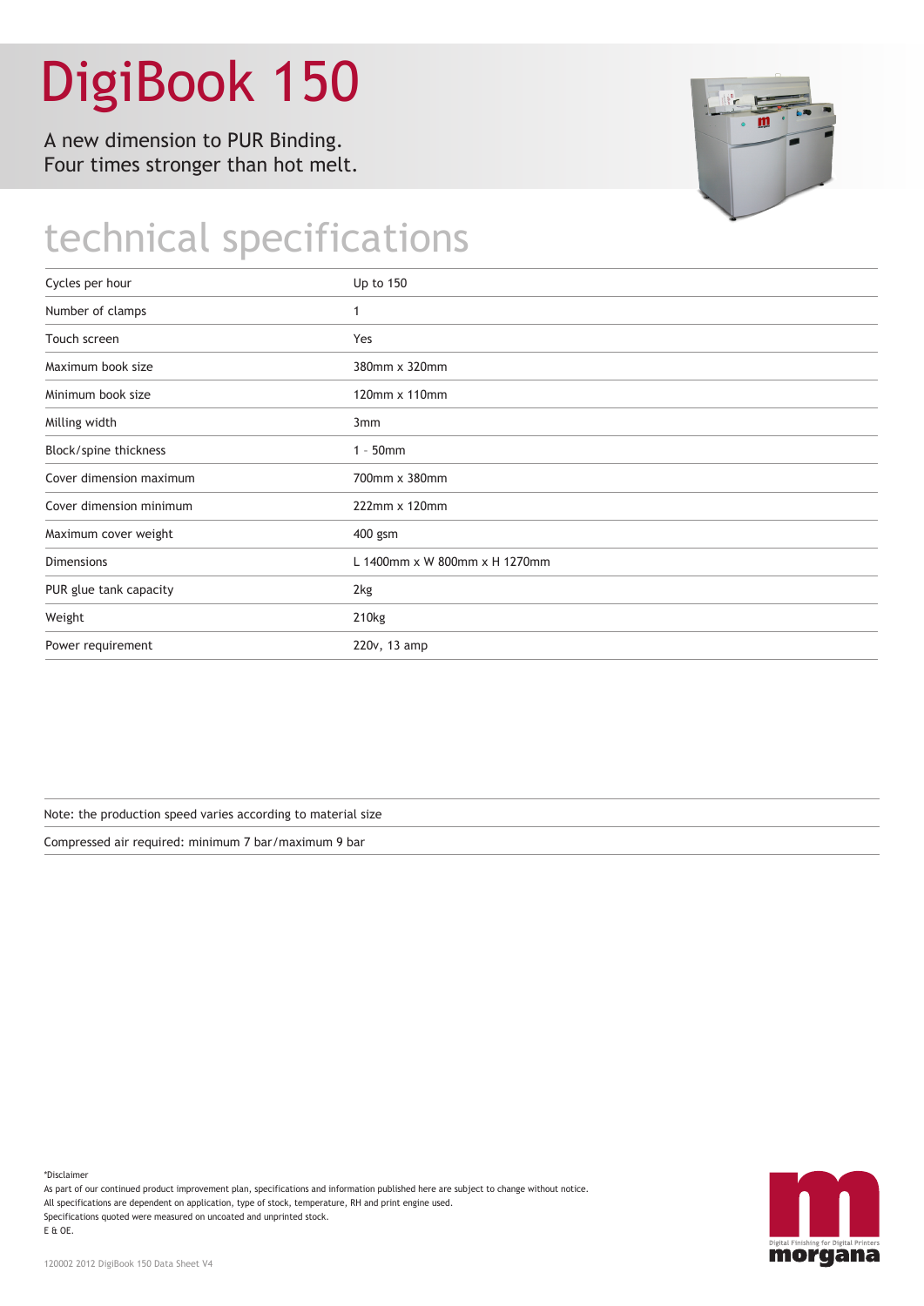# DigiBook 150

A new dimension to PUR Binding.
Four times stronger than hot melt.

## technical specifications

| | |
|---|---|
| Cycles per hour | Up to 150 |
| Number of clamps | 1 |
| Touch screen | Yes |
| Maximum book size | 380mm x 320mm |
| Minimum book size | 120mm x 110mm |
| Milling width | 3mm |
| Block/spine thickness | 1 - 50mm |
| Cover dimension maximum | 700mm x 380mm |
| Cover dimension minimum | 222mm x 120mm |
| Maximum cover weight | 400 gsm |
| Dimensions | L 1400mm x W 800mm x H 1270mm |
| PUR glue tank capacity | 2kg |
| Weight | 210kg |
| Power requirement | 220v, 13 amp |

Note: the production speed varies according to material size

Compressed air required: minimum 7 bar/maximum 9 bar

*Disclaimer
As part of our continued product improvement plan, specifications and information published here are subject to change without notice.
All specifications are dependent on application, type of stock, temperature, RH and print engine used.
Specifications quoted were measured on uncoated and unprinted stock.
E & OE.

120002 2012 DigiBook 150 Data Sheet V4

Digital Finishing for Digital Printers
morgana